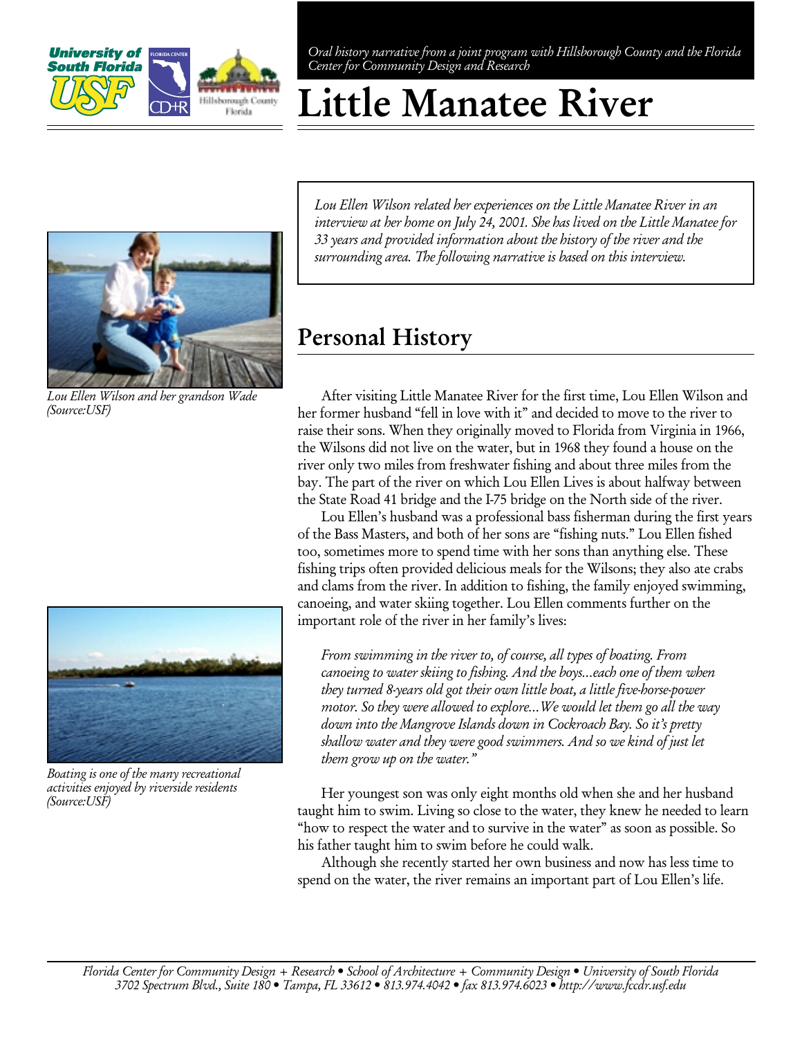*Oral history narrative from a joint program with Hillsborough County and the Florida Center for Community Design and Research*

# Little Manatee River

*Lou Ellen Wilson related her experiences on the Little Manatee River in an interview at her home on July 24, 2001. She has lived on the Little Manatee for 33 years and provided information about the history of the river and the surrounding area. The following narrative is based on this interview.*

*Lou Ellen Wilson and her grandson Wade (Source:USF)*

## Personal History

After visiting Little Manatee River for the first time, Lou Ellen Wilson and her former husband "fell in love with it" and decided to move to the river to raise their sons. When they originally moved to Florida from Virginia in 1966, the Wilsons did not live on the water, but in 1968 they found a house on the river only two miles from freshwater fishing and about three miles from the bay. The part of the river on which Lou Ellen Lives is about halfway between the State Road 41 bridge and the I-75 bridge on the North side of the river.

Lou Ellen's husband was a professional bass fisherman during the first years of the Bass Masters, and both of her sons are "fishing nuts." Lou Ellen fished too, sometimes more to spend time with her sons than anything else. These fishing trips often provided delicious meals for the Wilsons; they also ate crabs and clams from the river. In addition to fishing, the family enjoyed swimming, canoeing, and water skiing together. Lou Ellen comments further on the important role of the river in her family's lives:

> *From swimming in the river to, of course, all types of boating. From canoeing to water skiing to fishing. And the boys...each one of them when they turned 8-years old got their own little boat, a little five-horse-power motor. So they were allowed to explore...We would let them go all the way down into the Mangrove Islands down in Cockroach Bay. So it's pretty shallow water and they were good swimmers. And so we kind of just let them grow up on the water."*

*Boating is one of the many recreational activities enjoyed by riverside residents (Source:USF)*

Her youngest son was only eight months old when she and her husband taught him to swim. Living so close to the water, they knew he needed to learn "how to respect the water and to survive in the water" as soon as possible. So his father taught him to swim before he could walk.

Although she recently started her own business and now has less time to spend on the water, the river remains an important part of Lou Ellen's life.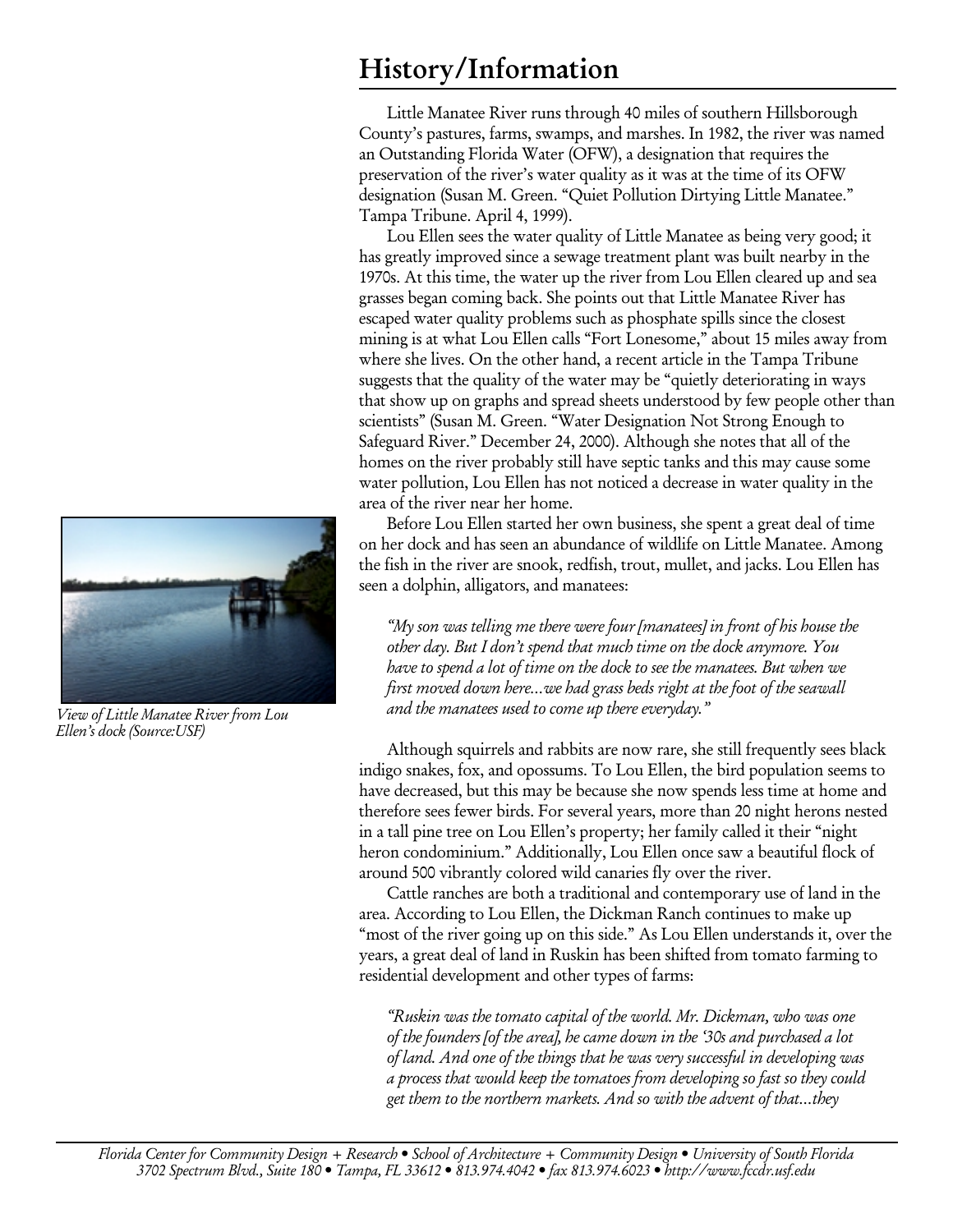# History/Information

Little Manatee River runs through 40 miles of southern Hillsborough County's pastures, farms, swamps, and marshes. In 1982, the river was named an Outstanding Florida Water (OFW), a designation that requires the preservation of the river's water quality as it was at the time of its OFW designation (Susan M. Green. "Quiet Pollution Dirtying Little Manatee." Tampa Tribune. April 4, 1999).

Lou Ellen sees the water quality of Little Manatee as being very good; it has greatly improved since a sewage treatment plant was built nearby in the 1970s. At this time, the water up the river from Lou Ellen cleared up and sea grasses began coming back. She points out that Little Manatee River has escaped water quality problems such as phosphate spills since the closest mining is at what Lou Ellen calls "Fort Lonesome," about 15 miles away from where she lives. On the other hand, a recent article in the Tampa Tribune suggests that the quality of the water may be "quietly deteriorating in ways that show up on graphs and spread sheets understood by few people other than scientists" (Susan M. Green. "Water Designation Not Strong Enough to Safeguard River." December 24, 2000). Although she notes that all of the homes on the river probably still have septic tanks and this may cause some water pollution, Lou Ellen has not noticed a decrease in water quality in the area of the river near her home.

Before Lou Ellen started her own business, she spent a great deal of time on her dock and has seen an abundance of wildlife on Little Manatee. Among the fish in the river are snook, redfish, trout, mullet, and jacks. Lou Ellen has seen a dolphin, alligators, and manatees:

*"My son was telling me there were four [manatees] in front of his house the other day. But I don't spend that much time on the dock anymore. You have to spend a lot of time on the dock to see the manatees. But when we first moved down here...we had grass beds right at the foot of the seawall and the manatees used to come up there everyday."*

*View of Little Manatee River from Lou Ellen's dock (Source:USF)*

Although squirrels and rabbits are now rare, she still frequently sees black indigo snakes, fox, and opossums. To Lou Ellen, the bird population seems to have decreased, but this may be because she now spends less time at home and therefore sees fewer birds. For several years, more than 20 night herons nested in a tall pine tree on Lou Ellen's property; her family called it their "night heron condominium." Additionally, Lou Ellen once saw a beautiful flock of around 500 vibrantly colored wild canaries fly over the river.

Cattle ranches are both a traditional and contemporary use of land in the area. According to Lou Ellen, the Dickman Ranch continues to make up "most of the river going up on this side." As Lou Ellen understands it, over the years, a great deal of land in Ruskin has been shifted from tomato farming to residential development and other types of farms:

*"Ruskin was the tomato capital of the world. Mr. Dickman, who was one of the founders [of the area], he came down in the '30s and purchased a lot of land. And one of the things that he was very successful in developing was a process that would keep the tomatoes from developing so fast so they could get them to the northern markets. And so with the advent of that...they*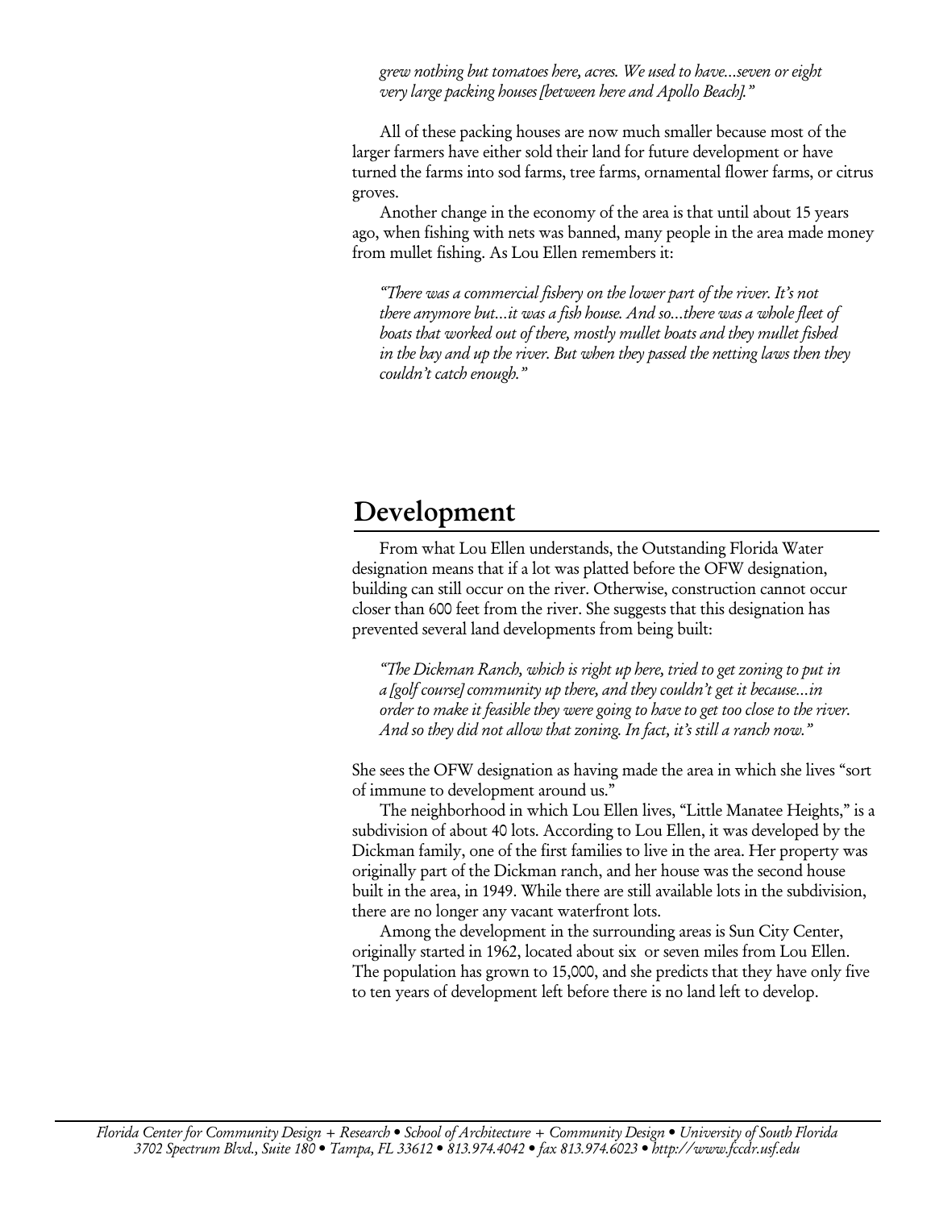*grew nothing but tomatoes here, acres. We used to have...seven or eight very large packing houses [between here and Apollo Beach].”*

All of these packing houses are now much smaller because most of the larger farmers have either sold their land for future development or have turned the farms into sod farms, tree farms, ornamental flower farms, or citrus groves.

Another change in the economy of the area is that until about 15 years ago, when fishing with nets was banned, many people in the area made money from mullet fishing. As Lou Ellen remembers it:

*“There was a commercial fishery on the lower part of the river. It’s not there anymore but...it was a fish house. And so...there was a whole fleet of boats that worked out of there, mostly mullet boats and they mullet fished in the bay and up the river. But when they passed the netting laws then they couldn’t catch enough.”*

## Development

From what Lou Ellen understands, the Outstanding Florida Water designation means that if a lot was platted before the OFW designation, building can still occur on the river. Otherwise, construction cannot occur closer than 600 feet from the river. She suggests that this designation has prevented several land developments from being built:

*“The Dickman Ranch, which is right up here, tried to get zoning to put in a [golf course] community up there, and they couldn’t get it because...in order to make it feasible they were going to have to get too close to the river. And so they did not allow that zoning. In fact, it’s still a ranch now.”*

She sees the OFW designation as having made the area in which she lives “sort of immune to development around us.”

The neighborhood in which Lou Ellen lives, “Little Manatee Heights,” is a subdivision of about 40 lots. According to Lou Ellen, it was developed by the Dickman family, one of the first families to live in the area. Her property was originally part of the Dickman ranch, and her house was the second house built in the area, in 1949. While there are still available lots in the subdivision, there are no longer any vacant waterfront lots.

Among the development in the surrounding areas is Sun City Center, originally started in 1962, located about six or seven miles from Lou Ellen. The population has grown to 15,000, and she predicts that they have only five to ten years of development left before there is no land left to develop.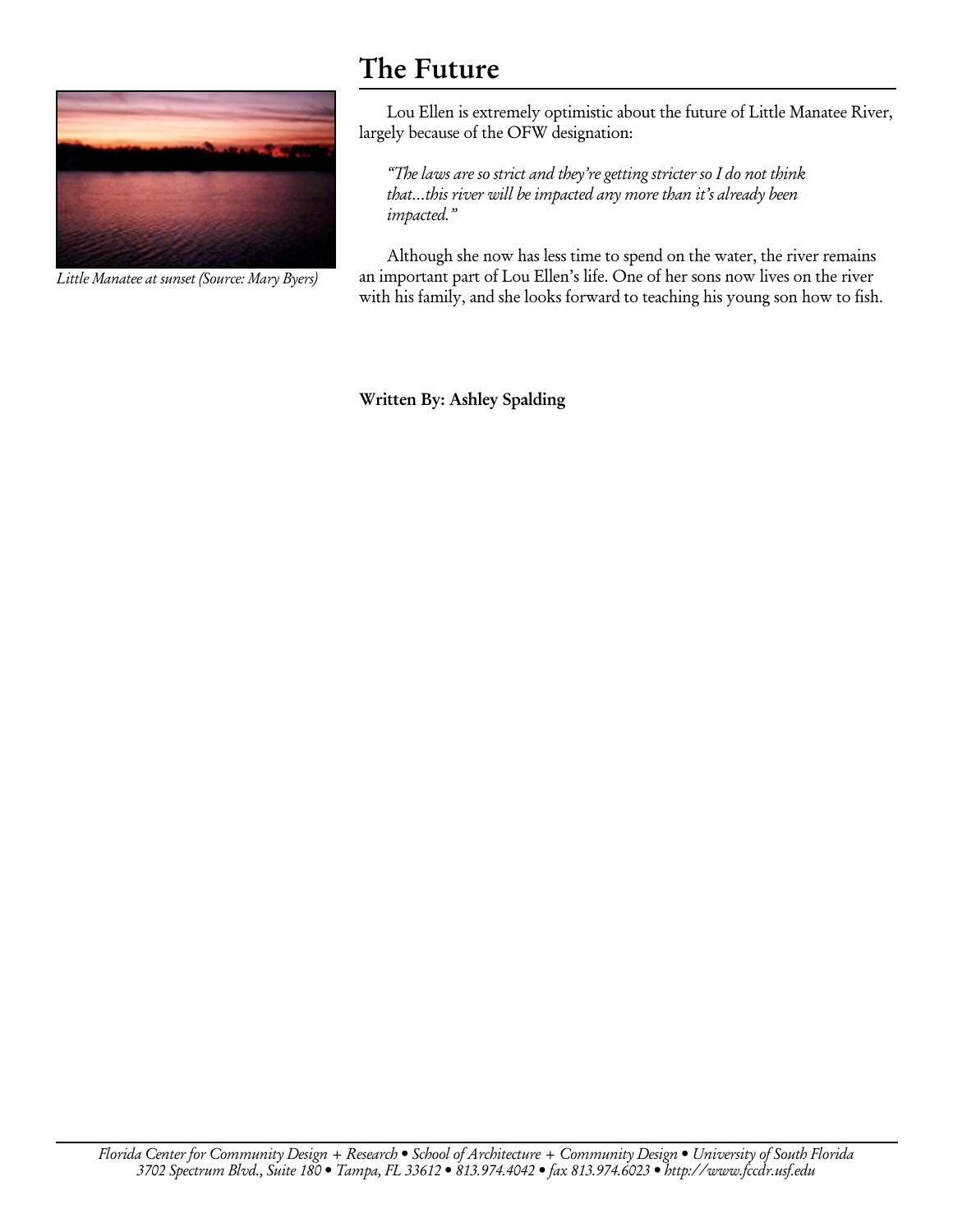## The Future

*Little Manatee at sunset (Source: Mary Byers)*

Lou Ellen is extremely optimistic about the future of Little Manatee River, largely because of the OFW designation:

> *"The laws are so strict and they're getting stricter so I do not think that...this river will be impacted any more than it's already been impacted."*

Although she now has less time to spend on the water, the river remains an important part of Lou Ellen's life. One of her sons now lives on the river with his family, and she looks forward to teaching his young son how to fish.

**Written By: Ashley Spalding**